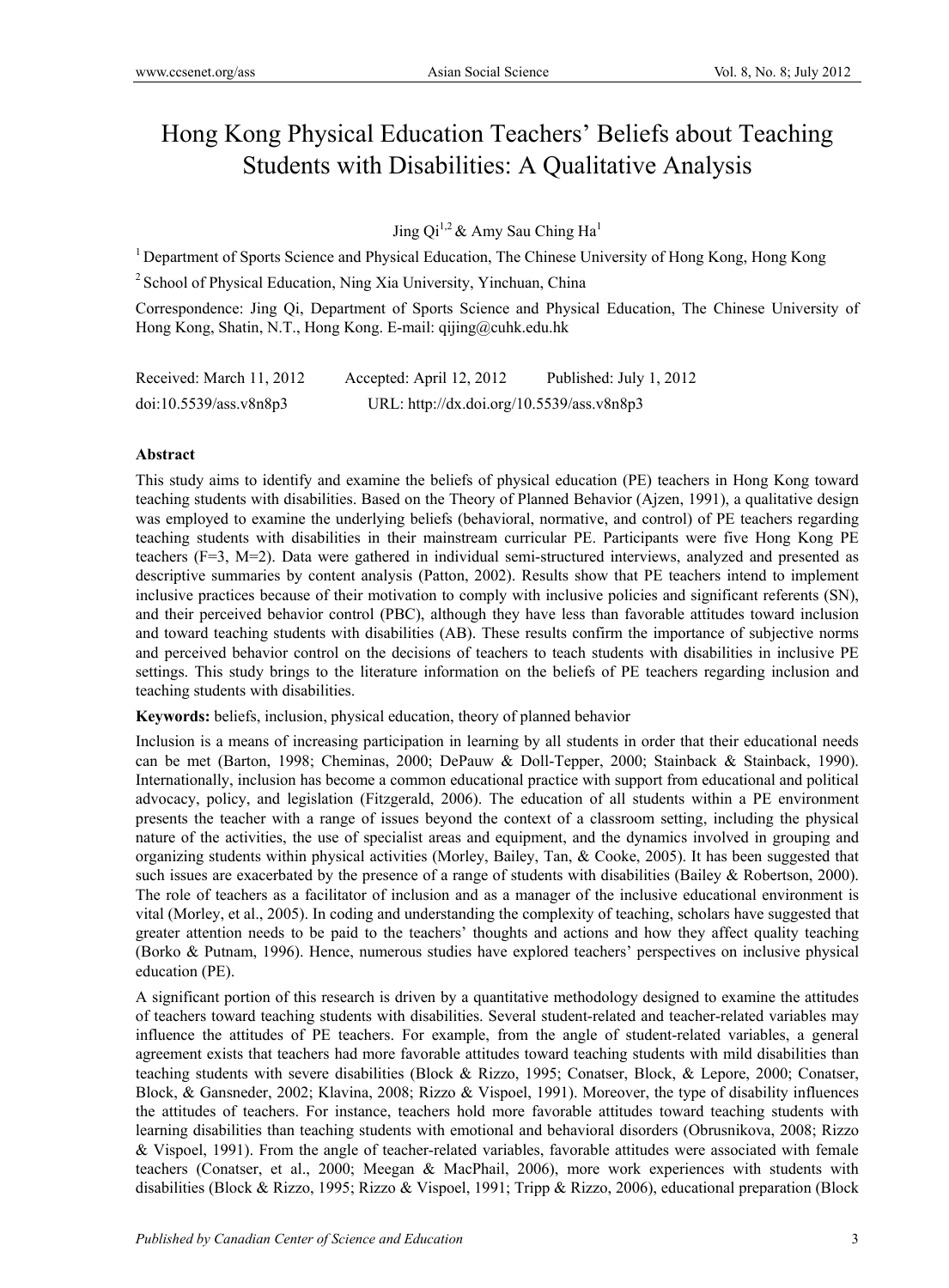# Hong Kong Physical Education Teachers' Beliefs about Teaching Students with Disabilities: A Qualitative Analysis

Jing Qi[1,2] & Amy Sau Ching Ha[1]

[1] Department of Sports Science and Physical Education, The Chinese University of Hong Kong, Hong Kong

[2] School of Physical Education, Ning Xia University, Yinchuan, China

Correspondence: Jing Qi, Department of Sports Science and Physical Education, The Chinese University of Hong Kong, Shatin, N.T., Hong Kong. E-mail: qijing@cuhk.edu.hk

Received: March 11, 2012 Accepted: April 12, 2012 Published: July 1, 2012

doi:10.5539/ass.v8n8p3 URL: http://dx.doi.org/10.5539/ass.v8n8p3

## Abstract

This study aims to identify and examine the beliefs of physical education (PE) teachers in Hong Kong toward teaching students with disabilities. Based on the Theory of Planned Behavior (Ajzen, 1991), a qualitative design was employed to examine the underlying beliefs (behavioral, normative, and control) of PE teachers regarding teaching students with disabilities in their mainstream curricular PE. Participants were five Hong Kong PE teachers (F=3, M=2). Data were gathered in individual semi-structured interviews, analyzed and presented as descriptive summaries by content analysis (Patton, 2002). Results show that PE teachers intend to implement inclusive practices because of their motivation to comply with inclusive policies and significant referents (SN), and their perceived behavior control (PBC), although they have less than favorable attitudes toward inclusion and toward teaching students with disabilities (AB). These results confirm the importance of subjective norms and perceived behavior control on the decisions of teachers to teach students with disabilities in inclusive PE settings. This study brings to the literature information on the beliefs of PE teachers regarding inclusion and teaching students with disabilities.

**Keywords:** beliefs, inclusion, physical education, theory of planned behavior

Inclusion is a means of increasing participation in learning by all students in order that their educational needs can be met (Barton, 1998; Cheminas, 2000; DePauw & Doll-Tepper, 2000; Stainback & Stainback, 1990). Internationally, inclusion has become a common educational practice with support from educational and political advocacy, policy, and legislation (Fitzgerald, 2006). The education of all students within a PE environment presents the teacher with a range of issues beyond the context of a classroom setting, including the physical nature of the activities, the use of specialist areas and equipment, and the dynamics involved in grouping and organizing students within physical activities (Morley, Bailey, Tan, & Cooke, 2005). It has been suggested that such issues are exacerbated by the presence of a range of students with disabilities (Bailey & Robertson, 2000). The role of teachers as a facilitator of inclusion and as a manager of the inclusive educational environment is vital (Morley, et al., 2005). In coding and understanding the complexity of teaching, scholars have suggested that greater attention needs to be paid to the teachers' thoughts and actions and how they affect quality teaching (Borko & Putnam, 1996). Hence, numerous studies have explored teachers' perspectives on inclusive physical education (PE).

A significant portion of this research is driven by a quantitative methodology designed to examine the attitudes of teachers toward teaching students with disabilities. Several student-related and teacher-related variables may influence the attitudes of PE teachers. For example, from the angle of student-related variables, a general agreement exists that teachers had more favorable attitudes toward teaching students with mild disabilities than teaching students with severe disabilities (Block & Rizzo, 1995; Conatser, Block, & Lepore, 2000; Conatser, Block, & Gansneder, 2002; Klavina, 2008; Rizzo & Vispoel, 1991). Moreover, the type of disability influences the attitudes of teachers. For instance, teachers hold more favorable attitudes toward teaching students with learning disabilities than teaching students with emotional and behavioral disorders (Obrusnikova, 2008; Rizzo & Vispoel, 1991). From the angle of teacher-related variables, favorable attitudes were associated with female teachers (Conatser, et al., 2000; Meegan & MacPhail, 2006), more work experiences with students with disabilities (Block & Rizzo, 1995; Rizzo & Vispoel, 1991; Tripp & Rizzo, 2006), educational preparation (Block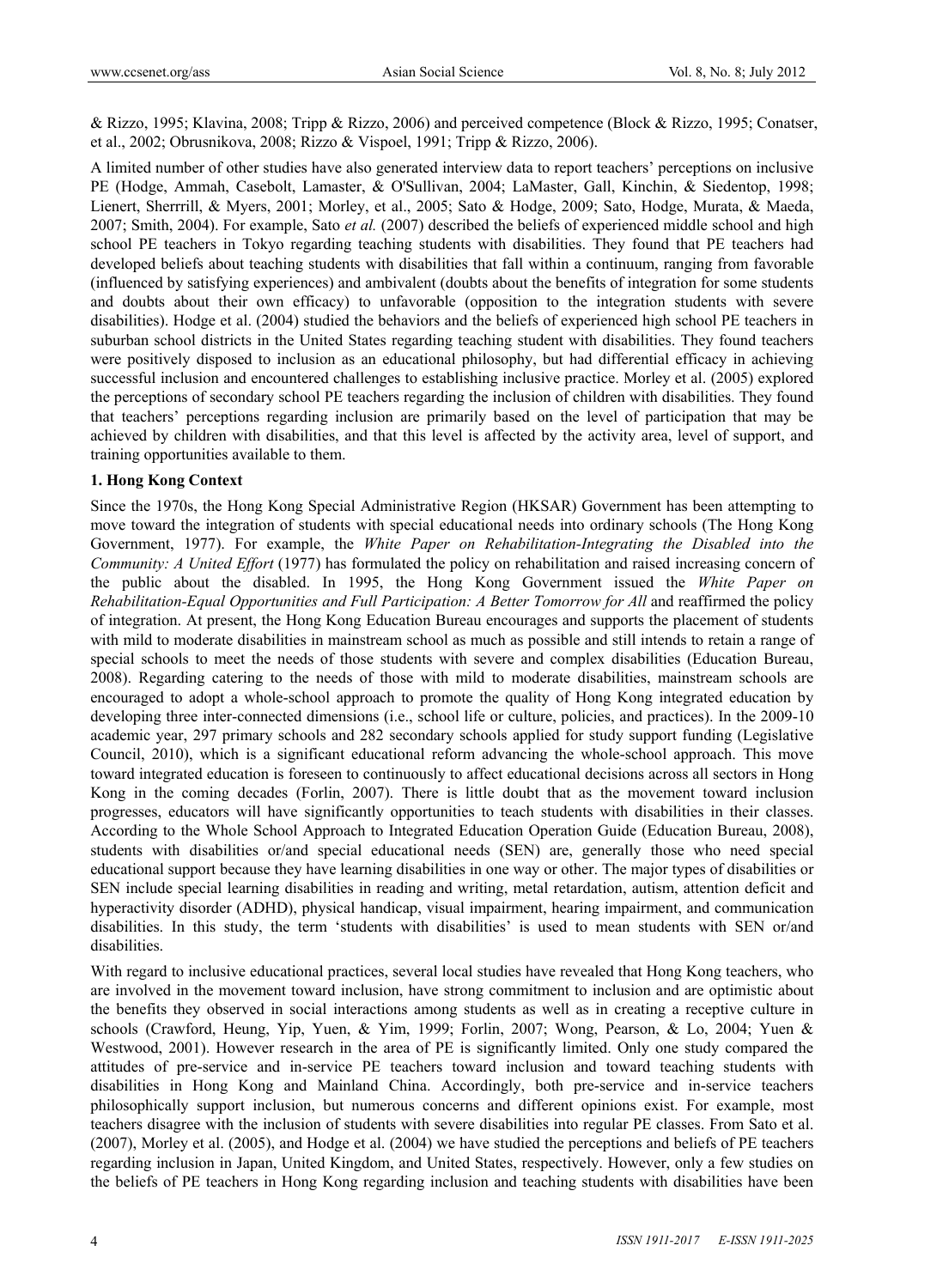& Rizzo, 1995; Klavina, 2008; Tripp & Rizzo, 2006) and perceived competence (Block & Rizzo, 1995; Conatser, et al., 2002; Obrusnikova, 2008; Rizzo & Vispoel, 1991; Tripp & Rizzo, 2006).

A limited number of other studies have also generated interview data to report teachers' perceptions on inclusive PE (Hodge, Ammah, Casebolt, Lamaster, & O'Sullivan, 2004; LaMaster, Gall, Kinchin, & Siedentop, 1998; Lienert, Sherrrill, & Myers, 2001; Morley, et al., 2005; Sato & Hodge, 2009; Sato, Hodge, Murata, & Maeda, 2007; Smith, 2004). For example, Sato *et al.* (2007) described the beliefs of experienced middle school and high school PE teachers in Tokyo regarding teaching students with disabilities. They found that PE teachers had developed beliefs about teaching students with disabilities that fall within a continuum, ranging from favorable (influenced by satisfying experiences) and ambivalent (doubts about the benefits of integration for some students and doubts about their own efficacy) to unfavorable (opposition to the integration students with severe disabilities). Hodge et al. (2004) studied the behaviors and the beliefs of experienced high school PE teachers in suburban school districts in the United States regarding teaching student with disabilities. They found teachers were positively disposed to inclusion as an educational philosophy, but had differential efficacy in achieving successful inclusion and encountered challenges to establishing inclusive practice. Morley et al. (2005) explored the perceptions of secondary school PE teachers regarding the inclusion of children with disabilities. They found that teachers' perceptions regarding inclusion are primarily based on the level of participation that may be achieved by children with disabilities, and that this level is affected by the activity area, level of support, and training opportunities available to them.

## 1. Hong Kong Context

Since the 1970s, the Hong Kong Special Administrative Region (HKSAR) Government has been attempting to move toward the integration of students with special educational needs into ordinary schools (The Hong Kong Government, 1977). For example, the *White Paper on Rehabilitation-Integrating the Disabled into the Community: A United Effort* (1977) has formulated the policy on rehabilitation and raised increasing concern of the public about the disabled. In 1995, the Hong Kong Government issued the *White Paper on Rehabilitation-Equal Opportunities and Full Participation: A Better Tomorrow for All* and reaffirmed the policy of integration. At present, the Hong Kong Education Bureau encourages and supports the placement of students with mild to moderate disabilities in mainstream school as much as possible and still intends to retain a range of special schools to meet the needs of those students with severe and complex disabilities (Education Bureau, 2008). Regarding catering to the needs of those with mild to moderate disabilities, mainstream schools are encouraged to adopt a whole-school approach to promote the quality of Hong Kong integrated education by developing three inter-connected dimensions (i.e., school life or culture, policies, and practices). In the 2009-10 academic year, 297 primary schools and 282 secondary schools applied for study support funding (Legislative Council, 2010), which is a significant educational reform advancing the whole-school approach. This move toward integrated education is foreseen to continuously to affect educational decisions across all sectors in Hong Kong in the coming decades (Forlin, 2007). There is little doubt that as the movement toward inclusion progresses, educators will have significantly opportunities to teach students with disabilities in their classes. According to the Whole School Approach to Integrated Education Operation Guide (Education Bureau, 2008), students with disabilities or/and special educational needs (SEN) are, generally those who need special educational support because they have learning disabilities in one way or other. The major types of disabilities or SEN include special learning disabilities in reading and writing, metal retardation, autism, attention deficit and hyperactivity disorder (ADHD), physical handicap, visual impairment, hearing impairment, and communication disabilities. In this study, the term 'students with disabilities' is used to mean students with SEN or/and disabilities.

With regard to inclusive educational practices, several local studies have revealed that Hong Kong teachers, who are involved in the movement toward inclusion, have strong commitment to inclusion and are optimistic about the benefits they observed in social interactions among students as well as in creating a receptive culture in schools (Crawford, Heung, Yip, Yuen, & Yim, 1999; Forlin, 2007; Wong, Pearson, & Lo, 2004; Yuen & Westwood, 2001). However research in the area of PE is significantly limited. Only one study compared the attitudes of pre-service and in-service PE teachers toward inclusion and toward teaching students with disabilities in Hong Kong and Mainland China. Accordingly, both pre-service and in-service teachers philosophically support inclusion, but numerous concerns and different opinions exist. For example, most teachers disagree with the inclusion of students with severe disabilities into regular PE classes. From Sato et al. (2007), Morley et al. (2005), and Hodge et al. (2004) we have studied the perceptions and beliefs of PE teachers regarding inclusion in Japan, United Kingdom, and United States, respectively. However, only a few studies on the beliefs of PE teachers in Hong Kong regarding inclusion and teaching students with disabilities have been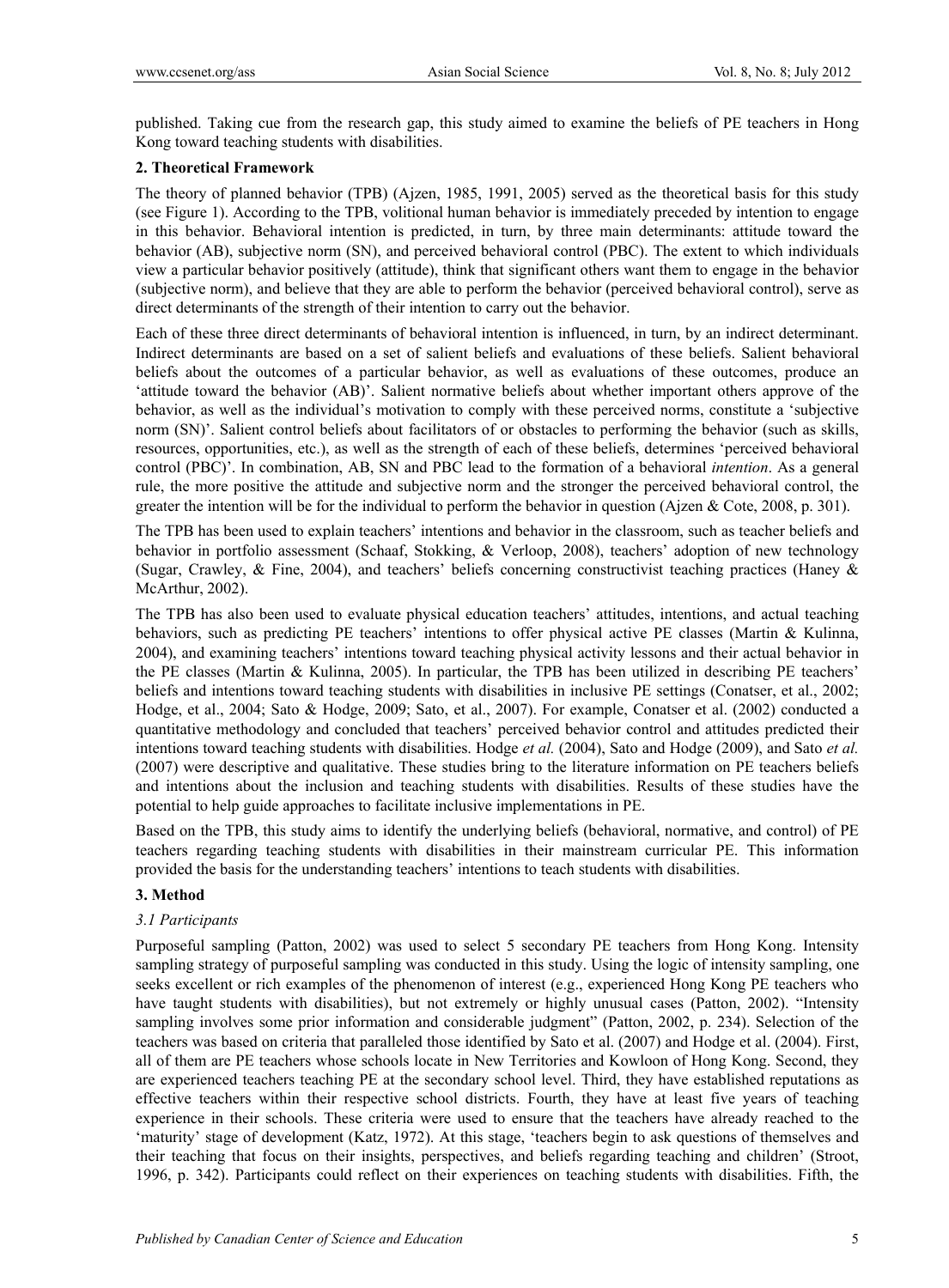published. Taking cue from the research gap, this study aimed to examine the beliefs of PE teachers in Hong Kong toward teaching students with disabilities.

## 2. Theoretical Framework

The theory of planned behavior (TPB) (Ajzen, 1985, 1991, 2005) served as the theoretical basis for this study (see Figure 1). According to the TPB, volitional human behavior is immediately preceded by intention to engage in this behavior. Behavioral intention is predicted, in turn, by three main determinants: attitude toward the behavior (AB), subjective norm (SN), and perceived behavioral control (PBC). The extent to which individuals view a particular behavior positively (attitude), think that significant others want them to engage in the behavior (subjective norm), and believe that they are able to perform the behavior (perceived behavioral control), serve as direct determinants of the strength of their intention to carry out the behavior.

Each of these three direct determinants of behavioral intention is influenced, in turn, by an indirect determinant. Indirect determinants are based on a set of salient beliefs and evaluations of these beliefs. Salient behavioral beliefs about the outcomes of a particular behavior, as well as evaluations of these outcomes, produce an 'attitude toward the behavior (AB)'. Salient normative beliefs about whether important others approve of the behavior, as well as the individual's motivation to comply with these perceived norms, constitute a 'subjective norm (SN)'. Salient control beliefs about facilitators of or obstacles to performing the behavior (such as skills, resources, opportunities, etc.), as well as the strength of each of these beliefs, determines 'perceived behavioral control (PBC)'. In combination, AB, SN and PBC lead to the formation of a behavioral *intention*. As a general rule, the more positive the attitude and subjective norm and the stronger the perceived behavioral control, the greater the intention will be for the individual to perform the behavior in question (Ajzen & Cote, 2008, p. 301).

The TPB has been used to explain teachers' intentions and behavior in the classroom, such as teacher beliefs and behavior in portfolio assessment (Schaaf, Stokking, & Verloop, 2008), teachers' adoption of new technology (Sugar, Crawley, & Fine, 2004), and teachers' beliefs concerning constructivist teaching practices (Haney & McArthur, 2002).

The TPB has also been used to evaluate physical education teachers' attitudes, intentions, and actual teaching behaviors, such as predicting PE teachers' intentions to offer physical active PE classes (Martin & Kulinna, 2004), and examining teachers' intentions toward teaching physical activity lessons and their actual behavior in the PE classes (Martin & Kulinna, 2005). In particular, the TPB has been utilized in describing PE teachers' beliefs and intentions toward teaching students with disabilities in inclusive PE settings (Conatser, et al., 2002; Hodge, et al., 2004; Sato & Hodge, 2009; Sato, et al., 2007). For example, Conatser et al. (2002) conducted a quantitative methodology and concluded that teachers' perceived behavior control and attitudes predicted their intentions toward teaching students with disabilities. Hodge *et al.* (2004), Sato and Hodge (2009), and Sato *et al.* (2007) were descriptive and qualitative. These studies bring to the literature information on PE teachers beliefs and intentions about the inclusion and teaching students with disabilities. Results of these studies have the potential to help guide approaches to facilitate inclusive implementations in PE.

Based on the TPB, this study aims to identify the underlying beliefs (behavioral, normative, and control) of PE teachers regarding teaching students with disabilities in their mainstream curricular PE. This information provided the basis for the understanding teachers' intentions to teach students with disabilities.

## 3. Method

### *3.1 Participants*

Purposeful sampling (Patton, 2002) was used to select 5 secondary PE teachers from Hong Kong. Intensity sampling strategy of purposeful sampling was conducted in this study. Using the logic of intensity sampling, one seeks excellent or rich examples of the phenomenon of interest (e.g., experienced Hong Kong PE teachers who have taught students with disabilities), but not extremely or highly unusual cases (Patton, 2002). "Intensity sampling involves some prior information and considerable judgment" (Patton, 2002, p. 234). Selection of the teachers was based on criteria that paralleled those identified by Sato et al. (2007) and Hodge et al. (2004). First, all of them are PE teachers whose schools locate in New Territories and Kowloon of Hong Kong. Second, they are experienced teachers teaching PE at the secondary school level. Third, they have established reputations as effective teachers within their respective school districts. Fourth, they have at least five years of teaching experience in their schools. These criteria were used to ensure that the teachers have already reached to the 'maturity' stage of development (Katz, 1972). At this stage, 'teachers begin to ask questions of themselves and their teaching that focus on their insights, perspectives, and beliefs regarding teaching and children' (Stroot, 1996, p. 342). Participants could reflect on their experiences on teaching students with disabilities. Fifth, the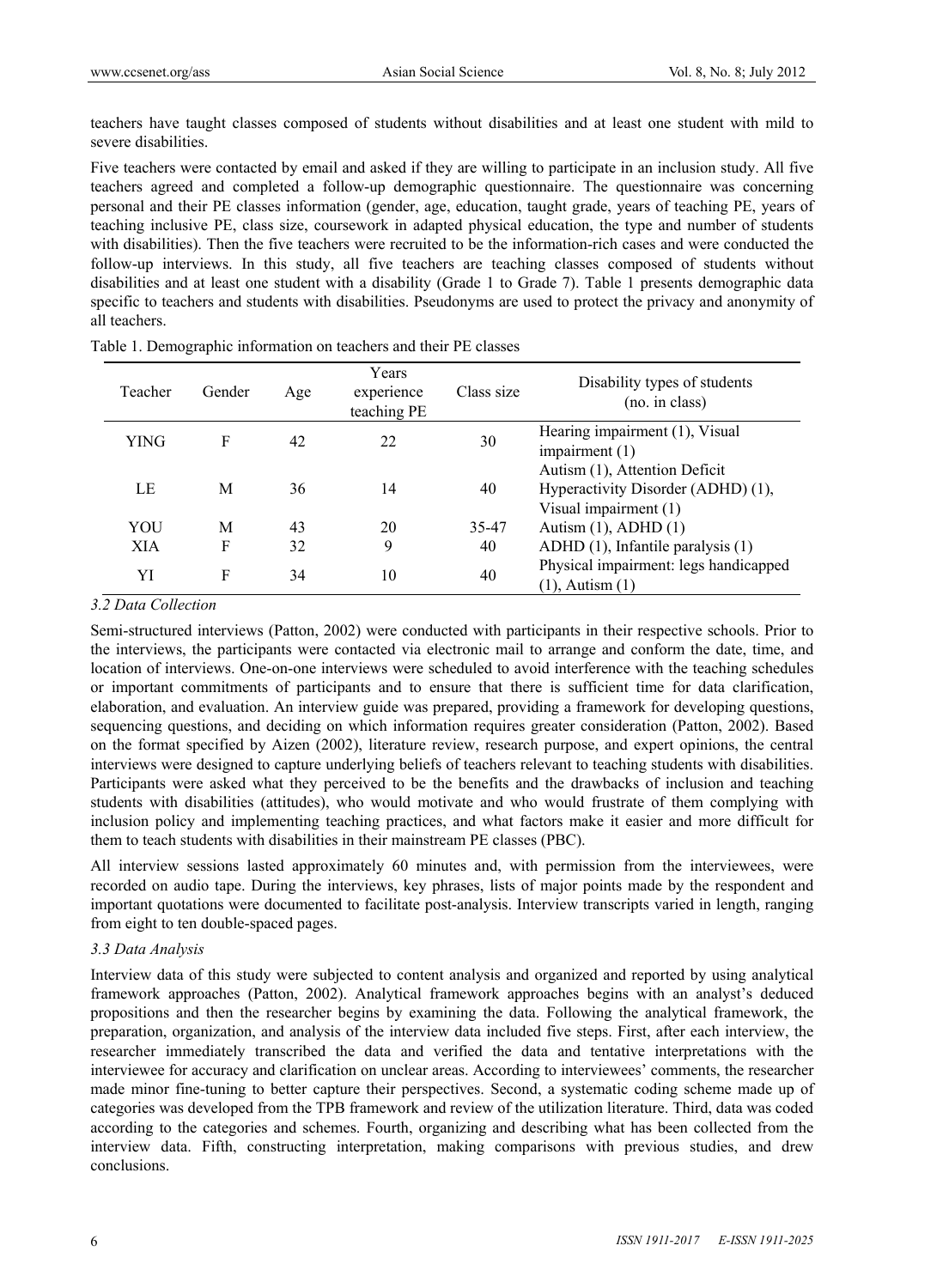teachers have taught classes composed of students without disabilities and at least one student with mild to severe disabilities.

Five teachers were contacted by email and asked if they are willing to participate in an inclusion study. All five teachers agreed and completed a follow-up demographic questionnaire. The questionnaire was concerning personal and their PE classes information (gender, age, education, taught grade, years of teaching PE, years of teaching inclusive PE, class size, coursework in adapted physical education, the type and number of students with disabilities). Then the five teachers were recruited to be the information-rich cases and were conducted the follow-up interviews. In this study, all five teachers are teaching classes composed of students without disabilities and at least one student with a disability (Grade 1 to Grade 7). Table 1 presents demographic data specific to teachers and students with disabilities. Pseudonyms are used to protect the privacy and anonymity of all teachers.

Table 1. Demographic information on teachers and their PE classes

| Teacher | Gender | Age | Years experience teaching PE | Class size | Disability types of students (no. in class) |
|---|---|---|---|---|---|
| YING | F | 42 | 22 | 30 | Hearing impairment (1), Visual impairment (1) |
| LE | M | 36 | 14 | 40 | Autism (1), Attention Deficit Hyperactivity Disorder (ADHD) (1), Visual impairment (1) |
| YOU | M | 43 | 20 | 35-47 | Autism (1), ADHD (1) |
| XIA | F | 32 | 9 | 40 | ADHD (1), Infantile paralysis (1) |
| YI | F | 34 | 10 | 40 | Physical impairment: legs handicapped (1), Autism (1) |

### *3.2 Data Collection*

Semi-structured interviews (Patton, 2002) were conducted with participants in their respective schools. Prior to the interviews, the participants were contacted via electronic mail to arrange and conform the date, time, and location of interviews. One-on-one interviews were scheduled to avoid interference with the teaching schedules or important commitments of participants and to ensure that there is sufficient time for data clarification, elaboration, and evaluation. An interview guide was prepared, providing a framework for developing questions, sequencing questions, and deciding on which information requires greater consideration (Patton, 2002). Based on the format specified by Aizen (2002), literature review, research purpose, and expert opinions, the central interviews were designed to capture underlying beliefs of teachers relevant to teaching students with disabilities. Participants were asked what they perceived to be the benefits and the drawbacks of inclusion and teaching students with disabilities (attitudes), who would motivate and who would frustrate of them complying with inclusion policy and implementing teaching practices, and what factors make it easier and more difficult for them to teach students with disabilities in their mainstream PE classes (PBC).

All interview sessions lasted approximately 60 minutes and, with permission from the interviewees, were recorded on audio tape. During the interviews, key phrases, lists of major points made by the respondent and important quotations were documented to facilitate post-analysis. Interview transcripts varied in length, ranging from eight to ten double-spaced pages.

### *3.3 Data Analysis*

Interview data of this study were subjected to content analysis and organized and reported by using analytical framework approaches (Patton, 2002). Analytical framework approaches begins with an analyst's deduced propositions and then the researcher begins by examining the data. Following the analytical framework, the preparation, organization, and analysis of the interview data included five steps. First, after each interview, the researcher immediately transcribed the data and verified the data and tentative interpretations with the interviewee for accuracy and clarification on unclear areas. According to interviewees' comments, the researcher made minor fine-tuning to better capture their perspectives. Second, a systematic coding scheme made up of categories was developed from the TPB framework and review of the utilization literature. Third, data was coded according to the categories and schemes. Fourth, organizing and describing what has been collected from the interview data. Fifth, constructing interpretation, making comparisons with previous studies, and drew conclusions.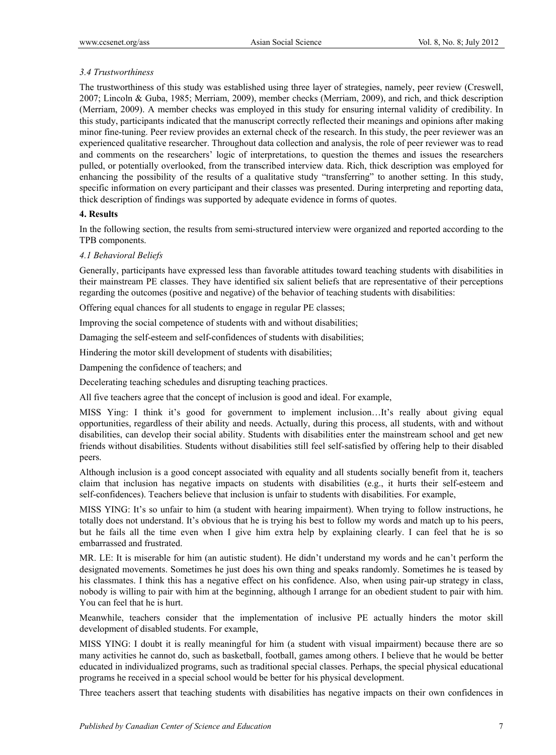### *3.4 Trustworthiness*

The trustworthiness of this study was established using three layer of strategies, namely, peer review (Creswell, 2007; Lincoln & Guba, 1985; Merriam, 2009), member checks (Merriam, 2009), and rich, and thick description (Merriam, 2009). A member checks was employed in this study for ensuring internal validity of credibility. In this study, participants indicated that the manuscript correctly reflected their meanings and opinions after making minor fine-tuning. Peer review provides an external check of the research. In this study, the peer reviewer was an experienced qualitative researcher. Throughout data collection and analysis, the role of peer reviewer was to read and comments on the researchers' logic of interpretations, to question the themes and issues the researchers pulled, or potentially overlooked, from the transcribed interview data. Rich, thick description was employed for enhancing the possibility of the results of a qualitative study "transferring" to another setting. In this study, specific information on every participant and their classes was presented. During interpreting and reporting data, thick description of findings was supported by adequate evidence in forms of quotes.

## 4. Results

In the following section, the results from semi-structured interview were organized and reported according to the TPB components.

### *4.1 Behavioral Beliefs*

Generally, participants have expressed less than favorable attitudes toward teaching students with disabilities in their mainstream PE classes. They have identified six salient beliefs that are representative of their perceptions regarding the outcomes (positive and negative) of the behavior of teaching students with disabilities:

Offering equal chances for all students to engage in regular PE classes;

Improving the social competence of students with and without disabilities;

Damaging the self-esteem and self-confidences of students with disabilities;

Hindering the motor skill development of students with disabilities;

Dampening the confidence of teachers; and

Decelerating teaching schedules and disrupting teaching practices.

All five teachers agree that the concept of inclusion is good and ideal. For example,

MISS Ying: I think it's good for government to implement inclusion…It's really about giving equal opportunities, regardless of their ability and needs. Actually, during this process, all students, with and without disabilities, can develop their social ability. Students with disabilities enter the mainstream school and get new friends without disabilities. Students without disabilities still feel self-satisfied by offering help to their disabled peers.

Although inclusion is a good concept associated with equality and all students socially benefit from it, teachers claim that inclusion has negative impacts on students with disabilities (e.g., it hurts their self-esteem and self-confidences). Teachers believe that inclusion is unfair to students with disabilities. For example,

MISS YING: It's so unfair to him (a student with hearing impairment). When trying to follow instructions, he totally does not understand. It's obvious that he is trying his best to follow my words and match up to his peers, but he fails all the time even when I give him extra help by explaining clearly. I can feel that he is so embarrassed and frustrated.

MR. LE: It is miserable for him (an autistic student). He didn't understand my words and he can't perform the designated movements. Sometimes he just does his own thing and speaks randomly. Sometimes he is teased by his classmates. I think this has a negative effect on his confidence. Also, when using pair-up strategy in class, nobody is willing to pair with him at the beginning, although I arrange for an obedient student to pair with him. You can feel that he is hurt.

Meanwhile, teachers consider that the implementation of inclusive PE actually hinders the motor skill development of disabled students. For example,

MISS YING: I doubt it is really meaningful for him (a student with visual impairment) because there are so many activities he cannot do, such as basketball, football, games among others. I believe that he would be better educated in individualized programs, such as traditional special classes. Perhaps, the special physical educational programs he received in a special school would be better for his physical development.

Three teachers assert that teaching students with disabilities has negative impacts on their own confidences in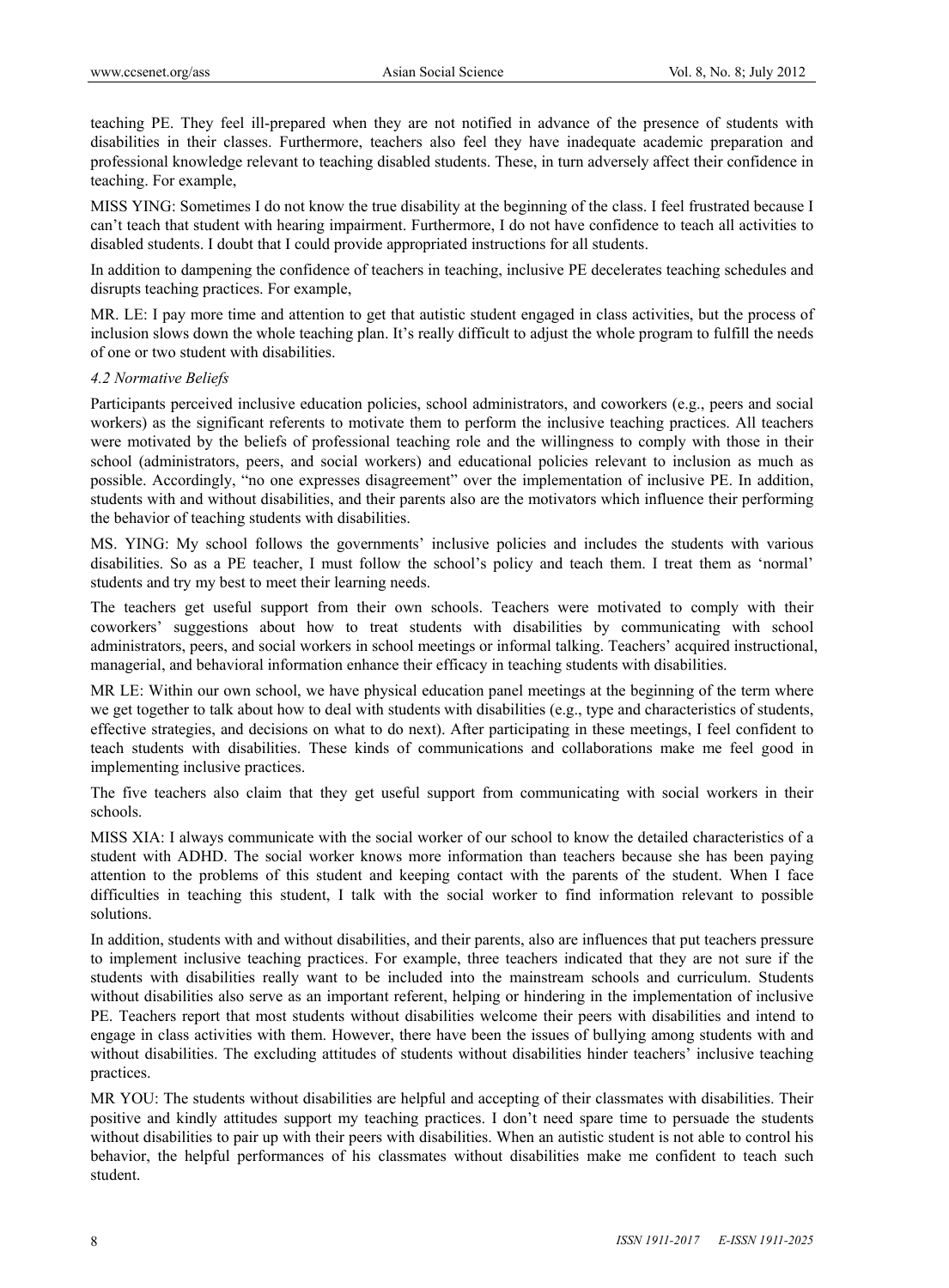teaching PE. They feel ill-prepared when they are not notified in advance of the presence of students with disabilities in their classes. Furthermore, teachers also feel they have inadequate academic preparation and professional knowledge relevant to teaching disabled students. These, in turn adversely affect their confidence in teaching. For example,

MISS YING: Sometimes I do not know the true disability at the beginning of the class. I feel frustrated because I can't teach that student with hearing impairment. Furthermore, I do not have confidence to teach all activities to disabled students. I doubt that I could provide appropriated instructions for all students.

In addition to dampening the confidence of teachers in teaching, inclusive PE decelerates teaching schedules and disrupts teaching practices. For example,

MR. LE: I pay more time and attention to get that autistic student engaged in class activities, but the process of inclusion slows down the whole teaching plan. It's really difficult to adjust the whole program to fulfill the needs of one or two student with disabilities.

### *4.2 Normative Beliefs*

Participants perceived inclusive education policies, school administrators, and coworkers (e.g., peers and social workers) as the significant referents to motivate them to perform the inclusive teaching practices. All teachers were motivated by the beliefs of professional teaching role and the willingness to comply with those in their school (administrators, peers, and social workers) and educational policies relevant to inclusion as much as possible. Accordingly, "no one expresses disagreement" over the implementation of inclusive PE. In addition, students with and without disabilities, and their parents also are the motivators which influence their performing the behavior of teaching students with disabilities.

MS. YING: My school follows the governments' inclusive policies and includes the students with various disabilities. So as a PE teacher, I must follow the school's policy and teach them. I treat them as 'normal' students and try my best to meet their learning needs.

The teachers get useful support from their own schools. Teachers were motivated to comply with their coworkers' suggestions about how to treat students with disabilities by communicating with school administrators, peers, and social workers in school meetings or informal talking. Teachers' acquired instructional, managerial, and behavioral information enhance their efficacy in teaching students with disabilities.

MR LE: Within our own school, we have physical education panel meetings at the beginning of the term where we get together to talk about how to deal with students with disabilities (e.g., type and characteristics of students, effective strategies, and decisions on what to do next). After participating in these meetings, I feel confident to teach students with disabilities. These kinds of communications and collaborations make me feel good in implementing inclusive practices.

The five teachers also claim that they get useful support from communicating with social workers in their schools.

MISS XIA: I always communicate with the social worker of our school to know the detailed characteristics of a student with ADHD. The social worker knows more information than teachers because she has been paying attention to the problems of this student and keeping contact with the parents of the student. When I face difficulties in teaching this student, I talk with the social worker to find information relevant to possible solutions.

In addition, students with and without disabilities, and their parents, also are influences that put teachers pressure to implement inclusive teaching practices. For example, three teachers indicated that they are not sure if the students with disabilities really want to be included into the mainstream schools and curriculum. Students without disabilities also serve as an important referent, helping or hindering in the implementation of inclusive PE. Teachers report that most students without disabilities welcome their peers with disabilities and intend to engage in class activities with them. However, there have been the issues of bullying among students with and without disabilities. The excluding attitudes of students without disabilities hinder teachers' inclusive teaching practices.

MR YOU: The students without disabilities are helpful and accepting of their classmates with disabilities. Their positive and kindly attitudes support my teaching practices. I don't need spare time to persuade the students without disabilities to pair up with their peers with disabilities. When an autistic student is not able to control his behavior, the helpful performances of his classmates without disabilities make me confident to teach such student.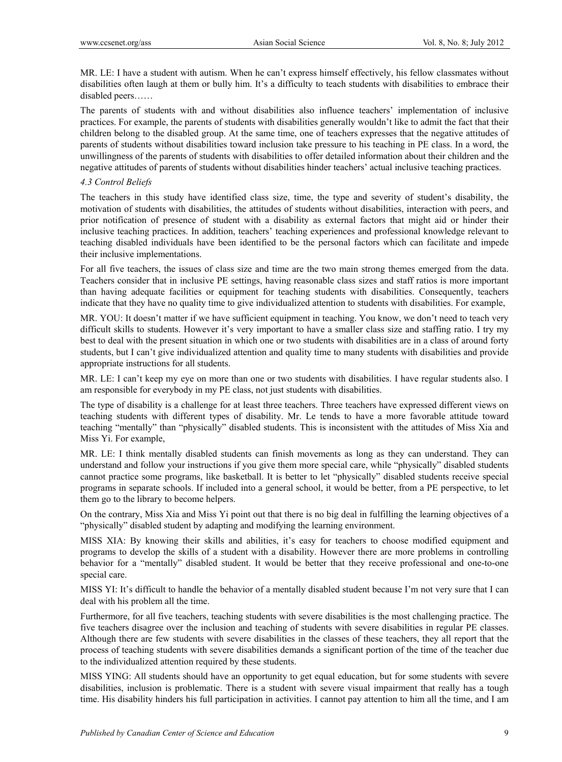MR. LE: I have a student with autism. When he can't express himself effectively, his fellow classmates without disabilities often laugh at them or bully him. It's a difficulty to teach students with disabilities to embrace their disabled peers……

The parents of students with and without disabilities also influence teachers' implementation of inclusive practices. For example, the parents of students with disabilities generally wouldn't like to admit the fact that their children belong to the disabled group. At the same time, one of teachers expresses that the negative attitudes of parents of students without disabilities toward inclusion take pressure to his teaching in PE class. In a word, the unwillingness of the parents of students with disabilities to offer detailed information about their children and the negative attitudes of parents of students without disabilities hinder teachers' actual inclusive teaching practices.

### *4.3 Control Beliefs*

The teachers in this study have identified class size, time, the type and severity of student's disability, the motivation of students with disabilities, the attitudes of students without disabilities, interaction with peers, and prior notification of presence of student with a disability as external factors that might aid or hinder their inclusive teaching practices. In addition, teachers' teaching experiences and professional knowledge relevant to teaching disabled individuals have been identified to be the personal factors which can facilitate and impede their inclusive implementations.

For all five teachers, the issues of class size and time are the two main strong themes emerged from the data. Teachers consider that in inclusive PE settings, having reasonable class sizes and staff ratios is more important than having adequate facilities or equipment for teaching students with disabilities. Consequently, teachers indicate that they have no quality time to give individualized attention to students with disabilities. For example,

MR. YOU: It doesn't matter if we have sufficient equipment in teaching. You know, we don't need to teach very difficult skills to students. However it's very important to have a smaller class size and staffing ratio. I try my best to deal with the present situation in which one or two students with disabilities are in a class of around forty students, but I can't give individualized attention and quality time to many students with disabilities and provide appropriate instructions for all students.

MR. LE: I can't keep my eye on more than one or two students with disabilities. I have regular students also. I am responsible for everybody in my PE class, not just students with disabilities.

The type of disability is a challenge for at least three teachers. Three teachers have expressed different views on teaching students with different types of disability. Mr. Le tends to have a more favorable attitude toward teaching "mentally" than "physically" disabled students. This is inconsistent with the attitudes of Miss Xia and Miss Yi. For example,

MR. LE: I think mentally disabled students can finish movements as long as they can understand. They can understand and follow your instructions if you give them more special care, while "physically" disabled students cannot practice some programs, like basketball. It is better to let "physically" disabled students receive special programs in separate schools. If included into a general school, it would be better, from a PE perspective, to let them go to the library to become helpers.

On the contrary, Miss Xia and Miss Yi point out that there is no big deal in fulfilling the learning objectives of a "physically" disabled student by adapting and modifying the learning environment.

MISS XIA: By knowing their skills and abilities, it's easy for teachers to choose modified equipment and programs to develop the skills of a student with a disability. However there are more problems in controlling behavior for a "mentally" disabled student. It would be better that they receive professional and one-to-one special care.

MISS YI: It's difficult to handle the behavior of a mentally disabled student because I'm not very sure that I can deal with his problem all the time.

Furthermore, for all five teachers, teaching students with severe disabilities is the most challenging practice. The five teachers disagree over the inclusion and teaching of students with severe disabilities in regular PE classes. Although there are few students with severe disabilities in the classes of these teachers, they all report that the process of teaching students with severe disabilities demands a significant portion of the time of the teacher due to the individualized attention required by these students.

MISS YING: All students should have an opportunity to get equal education, but for some students with severe disabilities, inclusion is problematic. There is a student with severe visual impairment that really has a tough time. His disability hinders his full participation in activities. I cannot pay attention to him all the time, and I am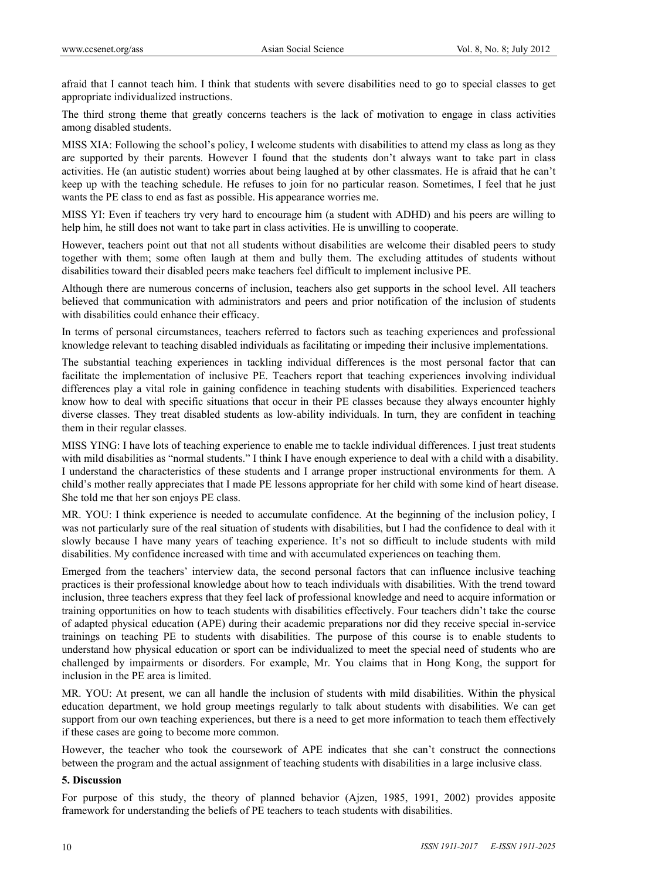afraid that I cannot teach him. I think that students with severe disabilities need to go to special classes to get appropriate individualized instructions.

The third strong theme that greatly concerns teachers is the lack of motivation to engage in class activities among disabled students.

MISS XIA: Following the school's policy, I welcome students with disabilities to attend my class as long as they are supported by their parents. However I found that the students don't always want to take part in class activities. He (an autistic student) worries about being laughed at by other classmates. He is afraid that he can't keep up with the teaching schedule. He refuses to join for no particular reason. Sometimes, I feel that he just wants the PE class to end as fast as possible. His appearance worries me.

MISS YI: Even if teachers try very hard to encourage him (a student with ADHD) and his peers are willing to help him, he still does not want to take part in class activities. He is unwilling to cooperate.

However, teachers point out that not all students without disabilities are welcome their disabled peers to study together with them; some often laugh at them and bully them. The excluding attitudes of students without disabilities toward their disabled peers make teachers feel difficult to implement inclusive PE.

Although there are numerous concerns of inclusion, teachers also get supports in the school level. All teachers believed that communication with administrators and peers and prior notification of the inclusion of students with disabilities could enhance their efficacy.

In terms of personal circumstances, teachers referred to factors such as teaching experiences and professional knowledge relevant to teaching disabled individuals as facilitating or impeding their inclusive implementations.

The substantial teaching experiences in tackling individual differences is the most personal factor that can facilitate the implementation of inclusive PE. Teachers report that teaching experiences involving individual differences play a vital role in gaining confidence in teaching students with disabilities. Experienced teachers know how to deal with specific situations that occur in their PE classes because they always encounter highly diverse classes. They treat disabled students as low-ability individuals. In turn, they are confident in teaching them in their regular classes.

MISS YING: I have lots of teaching experience to enable me to tackle individual differences. I just treat students with mild disabilities as "normal students." I think I have enough experience to deal with a child with a disability. I understand the characteristics of these students and I arrange proper instructional environments for them. A child's mother really appreciates that I made PE lessons appropriate for her child with some kind of heart disease. She told me that her son enjoys PE class.

MR. YOU: I think experience is needed to accumulate confidence. At the beginning of the inclusion policy, I was not particularly sure of the real situation of students with disabilities, but I had the confidence to deal with it slowly because I have many years of teaching experience. It's not so difficult to include students with mild disabilities. My confidence increased with time and with accumulated experiences on teaching them.

Emerged from the teachers' interview data, the second personal factors that can influence inclusive teaching practices is their professional knowledge about how to teach individuals with disabilities. With the trend toward inclusion, three teachers express that they feel lack of professional knowledge and need to acquire information or training opportunities on how to teach students with disabilities effectively. Four teachers didn't take the course of adapted physical education (APE) during their academic preparations nor did they receive special in-service trainings on teaching PE to students with disabilities. The purpose of this course is to enable students to understand how physical education or sport can be individualized to meet the special need of students who are challenged by impairments or disorders. For example, Mr. You claims that in Hong Kong, the support for inclusion in the PE area is limited.

MR. YOU: At present, we can all handle the inclusion of students with mild disabilities. Within the physical education department, we hold group meetings regularly to talk about students with disabilities. We can get support from our own teaching experiences, but there is a need to get more information to teach them effectively if these cases are going to become more common.

However, the teacher who took the coursework of APE indicates that she can't construct the connections between the program and the actual assignment of teaching students with disabilities in a large inclusive class.

## 5. Discussion

For purpose of this study, the theory of planned behavior (Ajzen, 1985, 1991, 2002) provides apposite framework for understanding the beliefs of PE teachers to teach students with disabilities.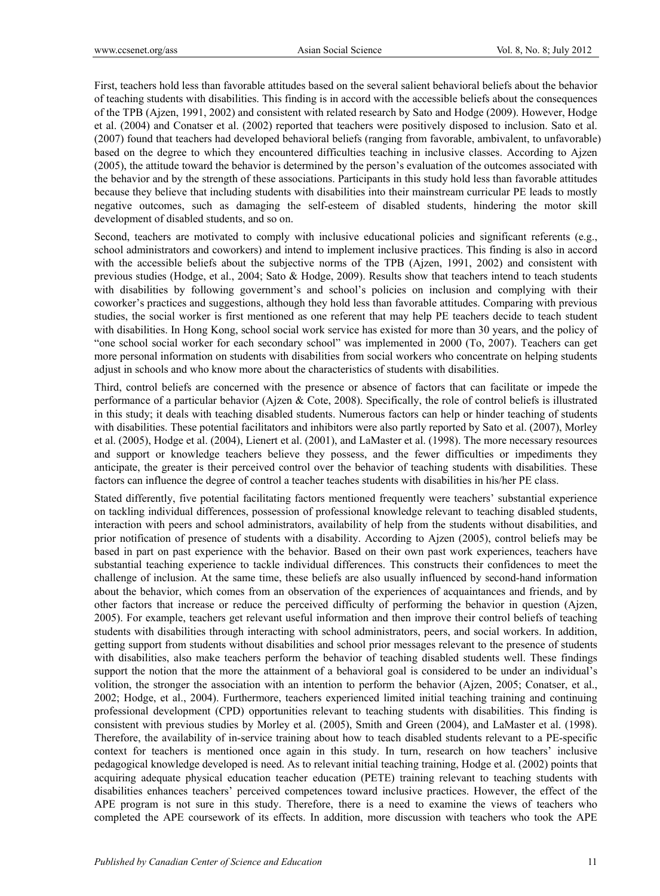First, teachers hold less than favorable attitudes based on the several salient behavioral beliefs about the behavior of teaching students with disabilities. This finding is in accord with the accessible beliefs about the consequences of the TPB (Ajzen, 1991, 2002) and consistent with related research by Sato and Hodge (2009). However, Hodge et al. (2004) and Conatser et al. (2002) reported that teachers were positively disposed to inclusion. Sato et al. (2007) found that teachers had developed behavioral beliefs (ranging from favorable, ambivalent, to unfavorable) based on the degree to which they encountered difficulties teaching in inclusive classes. According to Ajzen (2005), the attitude toward the behavior is determined by the person's evaluation of the outcomes associated with the behavior and by the strength of these associations. Participants in this study hold less than favorable attitudes because they believe that including students with disabilities into their mainstream curricular PE leads to mostly negative outcomes, such as damaging the self-esteem of disabled students, hindering the motor skill development of disabled students, and so on.

Second, teachers are motivated to comply with inclusive educational policies and significant referents (e.g., school administrators and coworkers) and intend to implement inclusive practices. This finding is also in accord with the accessible beliefs about the subjective norms of the TPB (Ajzen, 1991, 2002) and consistent with previous studies (Hodge, et al., 2004; Sato & Hodge, 2009). Results show that teachers intend to teach students with disabilities by following government's and school's policies on inclusion and complying with their coworker's practices and suggestions, although they hold less than favorable attitudes. Comparing with previous studies, the social worker is first mentioned as one referent that may help PE teachers decide to teach student with disabilities. In Hong Kong, school social work service has existed for more than 30 years, and the policy of "one school social worker for each secondary school" was implemented in 2000 (To, 2007). Teachers can get more personal information on students with disabilities from social workers who concentrate on helping students adjust in schools and who know more about the characteristics of students with disabilities.

Third, control beliefs are concerned with the presence or absence of factors that can facilitate or impede the performance of a particular behavior (Ajzen & Cote, 2008). Specifically, the role of control beliefs is illustrated in this study; it deals with teaching disabled students. Numerous factors can help or hinder teaching of students with disabilities. These potential facilitators and inhibitors were also partly reported by Sato et al. (2007), Morley et al. (2005), Hodge et al. (2004), Lienert et al. (2001), and LaMaster et al. (1998). The more necessary resources and support or knowledge teachers believe they possess, and the fewer difficulties or impediments they anticipate, the greater is their perceived control over the behavior of teaching students with disabilities. These factors can influence the degree of control a teacher teaches students with disabilities in his/her PE class.

Stated differently, five potential facilitating factors mentioned frequently were teachers' substantial experience on tackling individual differences, possession of professional knowledge relevant to teaching disabled students, interaction with peers and school administrators, availability of help from the students without disabilities, and prior notification of presence of students with a disability. According to Ajzen (2005), control beliefs may be based in part on past experience with the behavior. Based on their own past work experiences, teachers have substantial teaching experience to tackle individual differences. This constructs their confidences to meet the challenge of inclusion. At the same time, these beliefs are also usually influenced by second-hand information about the behavior, which comes from an observation of the experiences of acquaintances and friends, and by other factors that increase or reduce the perceived difficulty of performing the behavior in question (Ajzen, 2005). For example, teachers get relevant useful information and then improve their control beliefs of teaching students with disabilities through interacting with school administrators, peers, and social workers. In addition, getting support from students without disabilities and school prior messages relevant to the presence of students with disabilities, also make teachers perform the behavior of teaching disabled students well. These findings support the notion that the more the attainment of a behavioral goal is considered to be under an individual's volition, the stronger the association with an intention to perform the behavior (Ajzen, 2005; Conatser, et al., 2002; Hodge, et al., 2004). Furthermore, teachers experienced limited initial teaching training and continuing professional development (CPD) opportunities relevant to teaching students with disabilities. This finding is consistent with previous studies by Morley et al. (2005), Smith and Green (2004), and LaMaster et al. (1998). Therefore, the availability of in-service training about how to teach disabled students relevant to a PE-specific context for teachers is mentioned once again in this study. In turn, research on how teachers' inclusive pedagogical knowledge developed is need. As to relevant initial teaching training, Hodge et al. (2002) points that acquiring adequate physical education teacher education (PETE) training relevant to teaching students with disabilities enhances teachers' perceived competences toward inclusive practices. However, the effect of the APE program is not sure in this study. Therefore, there is a need to examine the views of teachers who completed the APE coursework of its effects. In addition, more discussion with teachers who took the APE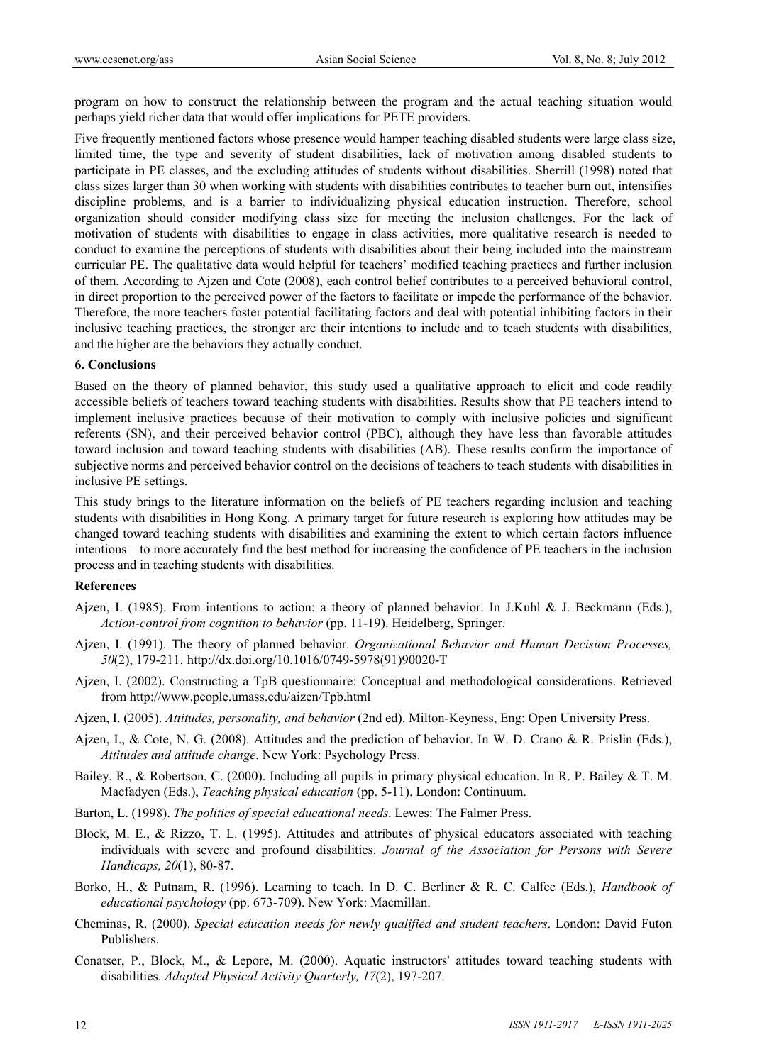program on how to construct the relationship between the program and the actual teaching situation would perhaps yield richer data that would offer implications for PETE providers.

Five frequently mentioned factors whose presence would hamper teaching disabled students were large class size, limited time, the type and severity of student disabilities, lack of motivation among disabled students to participate in PE classes, and the excluding attitudes of students without disabilities. Sherrill (1998) noted that class sizes larger than 30 when working with students with disabilities contributes to teacher burn out, intensifies discipline problems, and is a barrier to individualizing physical education instruction. Therefore, school organization should consider modifying class size for meeting the inclusion challenges. For the lack of motivation of students with disabilities to engage in class activities, more qualitative research is needed to conduct to examine the perceptions of students with disabilities about their being included into the mainstream curricular PE. The qualitative data would helpful for teachers' modified teaching practices and further inclusion of them. According to Ajzen and Cote (2008), each control belief contributes to a perceived behavioral control, in direct proportion to the perceived power of the factors to facilitate or impede the performance of the behavior. Therefore, the more teachers foster potential facilitating factors and deal with potential inhibiting factors in their inclusive teaching practices, the stronger are their intentions to include and to teach students with disabilities, and the higher are the behaviors they actually conduct.

## 6. Conclusions

Based on the theory of planned behavior, this study used a qualitative approach to elicit and code readily accessible beliefs of teachers toward teaching students with disabilities. Results show that PE teachers intend to implement inclusive practices because of their motivation to comply with inclusive policies and significant referents (SN), and their perceived behavior control (PBC), although they have less than favorable attitudes toward inclusion and toward teaching students with disabilities (AB). These results confirm the importance of subjective norms and perceived behavior control on the decisions of teachers to teach students with disabilities in inclusive PE settings.

This study brings to the literature information on the beliefs of PE teachers regarding inclusion and teaching students with disabilities in Hong Kong. A primary target for future research is exploring how attitudes may be changed toward teaching students with disabilities and examining the extent to which certain factors influence intentions—to more accurately find the best method for increasing the confidence of PE teachers in the inclusion process and in teaching students with disabilities.

## References

Ajzen, I. (1985). From intentions to action: a theory of planned behavior. In J.Kuhl & J. Beckmann (Eds.), *Action-control from cognition to behavior* (pp. 11-19). Heidelberg, Springer.

Ajzen, I. (1991). The theory of planned behavior. *Organizational Behavior and Human Decision Processes, 50*(2), 179-211. http://dx.doi.org/10.1016/0749-5978(91)90020-T

Ajzen, I. (2002). Constructing a TpB questionnaire: Conceptual and methodological considerations. Retrieved from http://www.people.umass.edu/aizen/Tpb.html

Ajzen, I. (2005). *Attitudes, personality, and behavior* (2nd ed). Milton-Keyness, Eng: Open University Press.

Ajzen, I., & Cote, N. G. (2008). Attitudes and the prediction of behavior. In W. D. Crano & R. Prislin (Eds.), *Attitudes and attitude change*. New York: Psychology Press.

Bailey, R., & Robertson, C. (2000). Including all pupils in primary physical education. In R. P. Bailey & T. M. Macfadyen (Eds.), *Teaching physical education* (pp. 5-11). London: Continuum.

Barton, L. (1998). *The politics of special educational needs*. Lewes: The Falmer Press.

Block, M. E., & Rizzo, T. L. (1995). Attitudes and attributes of physical educators associated with teaching individuals with severe and profound disabilities. *Journal of the Association for Persons with Severe Handicaps, 20*(1), 80-87.

Borko, H., & Putnam, R. (1996). Learning to teach. In D. C. Berliner & R. C. Calfee (Eds.), *Handbook of educational psychology* (pp. 673-709). New York: Macmillan.

Cheminas, R. (2000). *Special education needs for newly qualified and student teachers*. London: David Futon Publishers.

Conatser, P., Block, M., & Lepore, M. (2000). Aquatic instructors' attitudes toward teaching students with disabilities. *Adapted Physical Activity Quarterly, 17*(2), 197-207.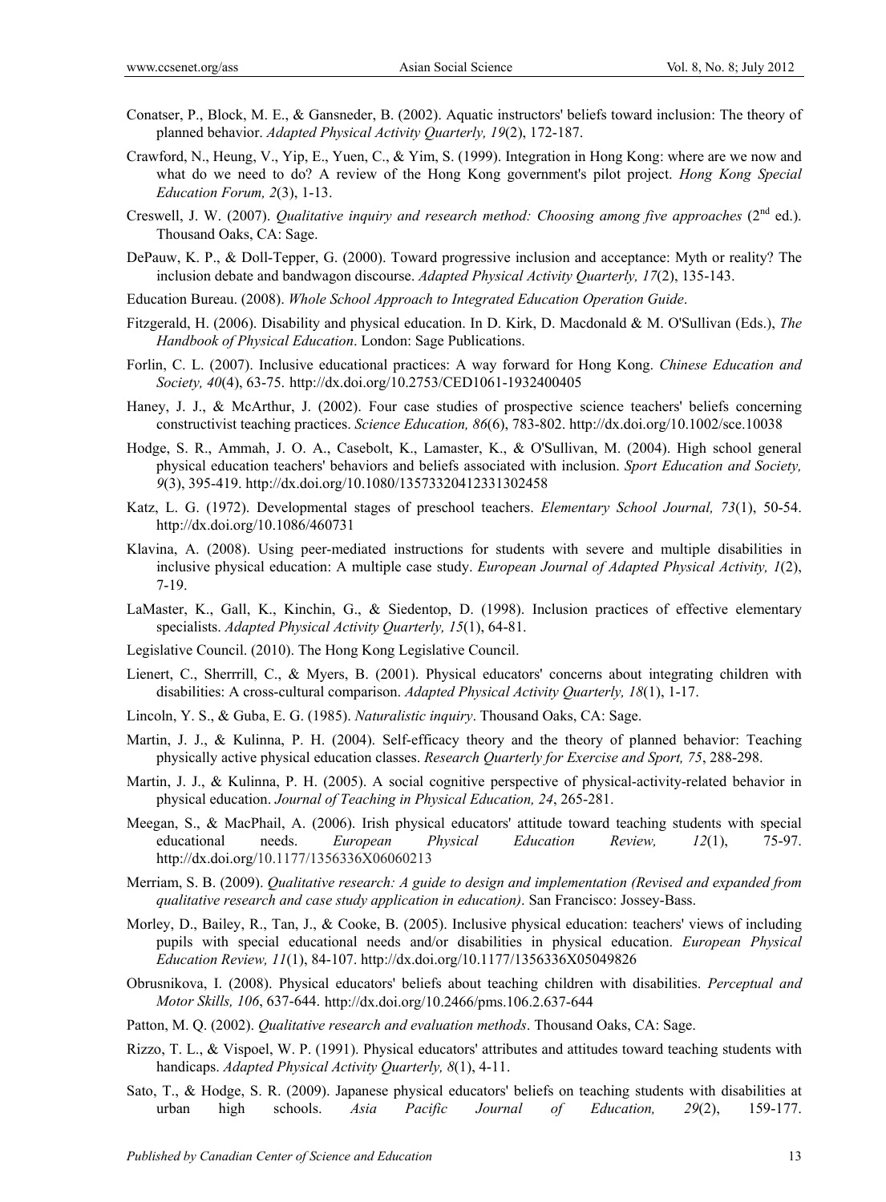Conatser, P., Block, M. E., & Gansneder, B. (2002). Aquatic instructors' beliefs toward inclusion: The theory of planned behavior. *Adapted Physical Activity Quarterly, 19*(2), 172-187.

Crawford, N., Heung, V., Yip, E., Yuen, C., & Yim, S. (1999). Integration in Hong Kong: where are we now and what do we need to do? A review of the Hong Kong government's pilot project. *Hong Kong Special Education Forum, 2*(3), 1-13.

Creswell, J. W. (2007). *Qualitative inquiry and research method: Choosing among five approaches* (2nd ed.). Thousand Oaks, CA: Sage.

DePauw, K. P., & Doll-Tepper, G. (2000). Toward progressive inclusion and acceptance: Myth or reality? The inclusion debate and bandwagon discourse. *Adapted Physical Activity Quarterly, 17*(2), 135-143.

Education Bureau. (2008). *Whole School Approach to Integrated Education Operation Guide*.

Fitzgerald, H. (2006). Disability and physical education. In D. Kirk, D. Macdonald & M. O'Sullivan (Eds.), *The Handbook of Physical Education*. London: Sage Publications.

Forlin, C. L. (2007). Inclusive educational practices: A way forward for Hong Kong. *Chinese Education and Society, 40*(4), 63-75. http://dx.doi.org/10.2753/CED1061-1932400405

Haney, J. J., & McArthur, J. (2002). Four case studies of prospective science teachers' beliefs concerning constructivist teaching practices. *Science Education, 86*(6), 783-802. http://dx.doi.org/10.1002/sce.10038

Hodge, S. R., Ammah, J. O. A., Casebolt, K., Lamaster, K., & O'Sullivan, M. (2004). High school general physical education teachers' behaviors and beliefs associated with inclusion. *Sport Education and Society, 9*(3), 395-419. http://dx.doi.org/10.1080/13573320412331302458

Katz, L. G. (1972). Developmental stages of preschool teachers. *Elementary School Journal, 73*(1), 50-54. http://dx.doi.org/10.1086/460731

Klavina, A. (2008). Using peer-mediated instructions for students with severe and multiple disabilities in inclusive physical education: A multiple case study. *European Journal of Adapted Physical Activity, 1*(2), 7-19.

LaMaster, K., Gall, K., Kinchin, G., & Siedentop, D. (1998). Inclusion practices of effective elementary specialists. *Adapted Physical Activity Quarterly, 15*(1), 64-81.

Legislative Council. (2010). The Hong Kong Legislative Council.

Lienert, C., Sherrrill, C., & Myers, B. (2001). Physical educators' concerns about integrating children with disabilities: A cross-cultural comparison. *Adapted Physical Activity Quarterly, 18*(1), 1-17.

Lincoln, Y. S., & Guba, E. G. (1985). *Naturalistic inquiry*. Thousand Oaks, CA: Sage.

Martin, J. J., & Kulinna, P. H. (2004). Self-efficacy theory and the theory of planned behavior: Teaching physically active physical education classes. *Research Quarterly for Exercise and Sport, 75*, 288-298.

Martin, J. J., & Kulinna, P. H. (2005). A social cognitive perspective of physical-activity-related behavior in physical education. *Journal of Teaching in Physical Education, 24*, 265-281.

Meegan, S., & MacPhail, A. (2006). Irish physical educators' attitude toward teaching students with special educational needs. *European Physical Education Review, 12*(1), 75-97. http://dx.doi.org/10.1177/1356336X06060213

Merriam, S. B. (2009). *Qualitative research: A guide to design and implementation (Revised and expanded from qualitative research and case study application in education)*. San Francisco: Jossey-Bass.

Morley, D., Bailey, R., Tan, J., & Cooke, B. (2005). Inclusive physical education: teachers' views of including pupils with special educational needs and/or disabilities in physical education. *European Physical Education Review, 11*(1), 84-107. http://dx.doi.org/10.1177/1356336X05049826

Obrusnikova, I. (2008). Physical educators' beliefs about teaching children with disabilities. *Perceptual and Motor Skills, 106*, 637-644. http://dx.doi.org/10.2466/pms.106.2.637-644

Patton, M. Q. (2002). *Qualitative research and evaluation methods*. Thousand Oaks, CA: Sage.

Rizzo, T. L., & Vispoel, W. P. (1991). Physical educators' attributes and attitudes toward teaching students with handicaps. *Adapted Physical Activity Quarterly, 8*(1), 4-11.

Sato, T., & Hodge, S. R. (2009). Japanese physical educators' beliefs on teaching students with disabilities at urban high schools. *Asia Pacific Journal of Education, 29*(2), 159-177.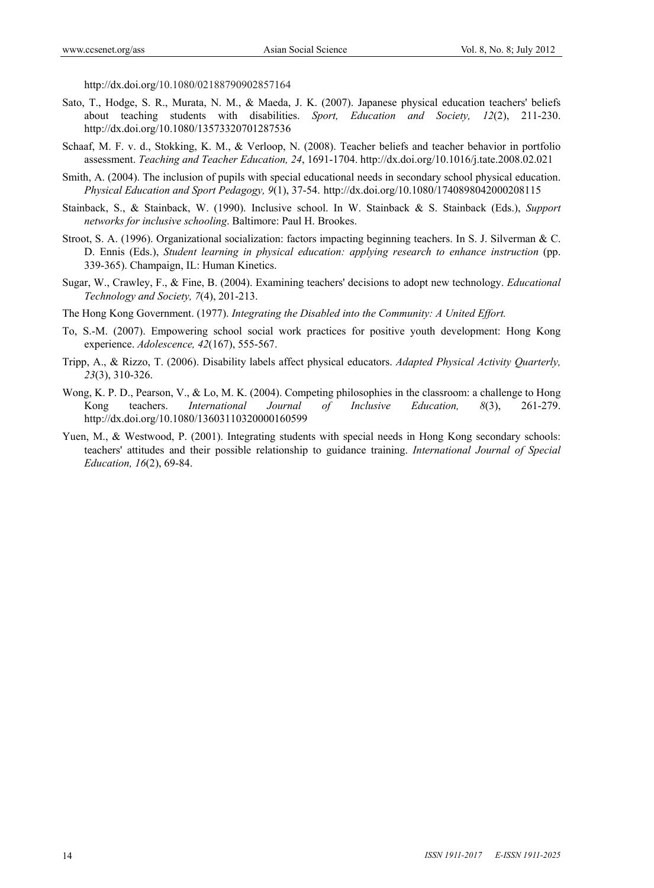http://dx.doi.org/10.1080/02188790902857164

Sato, T., Hodge, S. R., Murata, N. M., & Maeda, J. K. (2007). Japanese physical education teachers' beliefs about teaching students with disabilities. *Sport, Education and Society, 12*(2), 211-230. http://dx.doi.org/10.1080/13573320701287536

Schaaf, M. F. v. d., Stokking, K. M., & Verloop, N. (2008). Teacher beliefs and teacher behavior in portfolio assessment. *Teaching and Teacher Education, 24*, 1691-1704. http://dx.doi.org/10.1016/j.tate.2008.02.021

Smith, A. (2004). The inclusion of pupils with special educational needs in secondary school physical education. *Physical Education and Sport Pedagogy, 9*(1), 37-54. http://dx.doi.org/10.1080/1740898042000208115

Stainback, S., & Stainback, W. (1990). Inclusive school. In W. Stainback & S. Stainback (Eds.), *Support networks for inclusive schooling*. Baltimore: Paul H. Brookes.

Stroot, S. A. (1996). Organizational socialization: factors impacting beginning teachers. In S. J. Silverman & C. D. Ennis (Eds.), *Student learning in physical education: applying research to enhance instruction* (pp. 339-365). Champaign, IL: Human Kinetics.

Sugar, W., Crawley, F., & Fine, B. (2004). Examining teachers' decisions to adopt new technology. *Educational Technology and Society, 7*(4), 201-213.

The Hong Kong Government. (1977). *Integrating the Disabled into the Community: A United Effort.*

To, S.-M. (2007). Empowering school social work practices for positive youth development: Hong Kong experience. *Adolescence, 42*(167), 555-567.

Tripp, A., & Rizzo, T. (2006). Disability labels affect physical educators. *Adapted Physical Activity Quarterly, 23*(3), 310-326.

Wong, K. P. D., Pearson, V., & Lo, M. K. (2004). Competing philosophies in the classroom: a challenge to Hong Kong teachers. *International Journal of Inclusive Education, 8*(3), 261-279. http://dx.doi.org/10.1080/13603110320000160599

Yuen, M., & Westwood, P. (2001). Integrating students with special needs in Hong Kong secondary schools: teachers' attitudes and their possible relationship to guidance training. *International Journal of Special Education, 16*(2), 69-84.